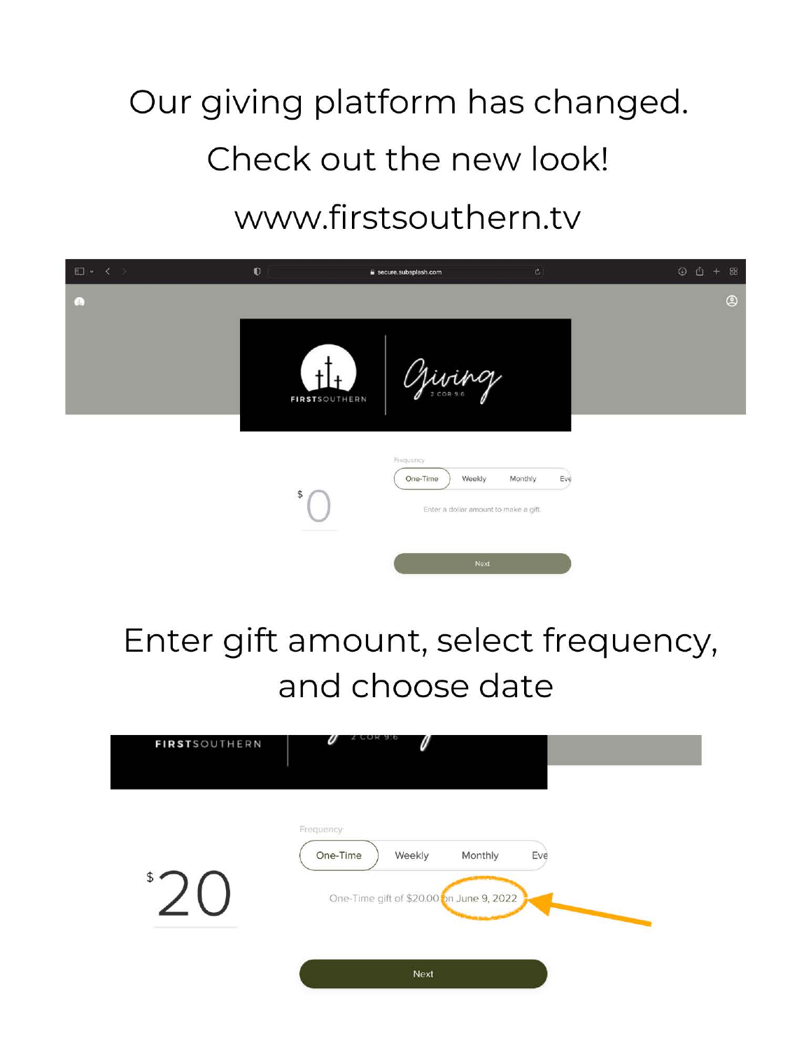# Our giving platform has changed.

# Check out the new look!

# www.firstsouthern.tv

secure.subsplash.com

FIRSTSOUTHERN | Giving 2 COR 9:6

Frequency

One-Time | Weekly | Monthly | Eve

$ 0

Enter a dollar amount to make a gift.

Next

## Enter gift amount, select frequency, and choose date

FIRSTSOUTHERN | 2 COR 9:6

Frequency

One-Time | Weekly | Monthly | Eve

$ 20

One-Time gift of $20.00 on June 9, 2022

Next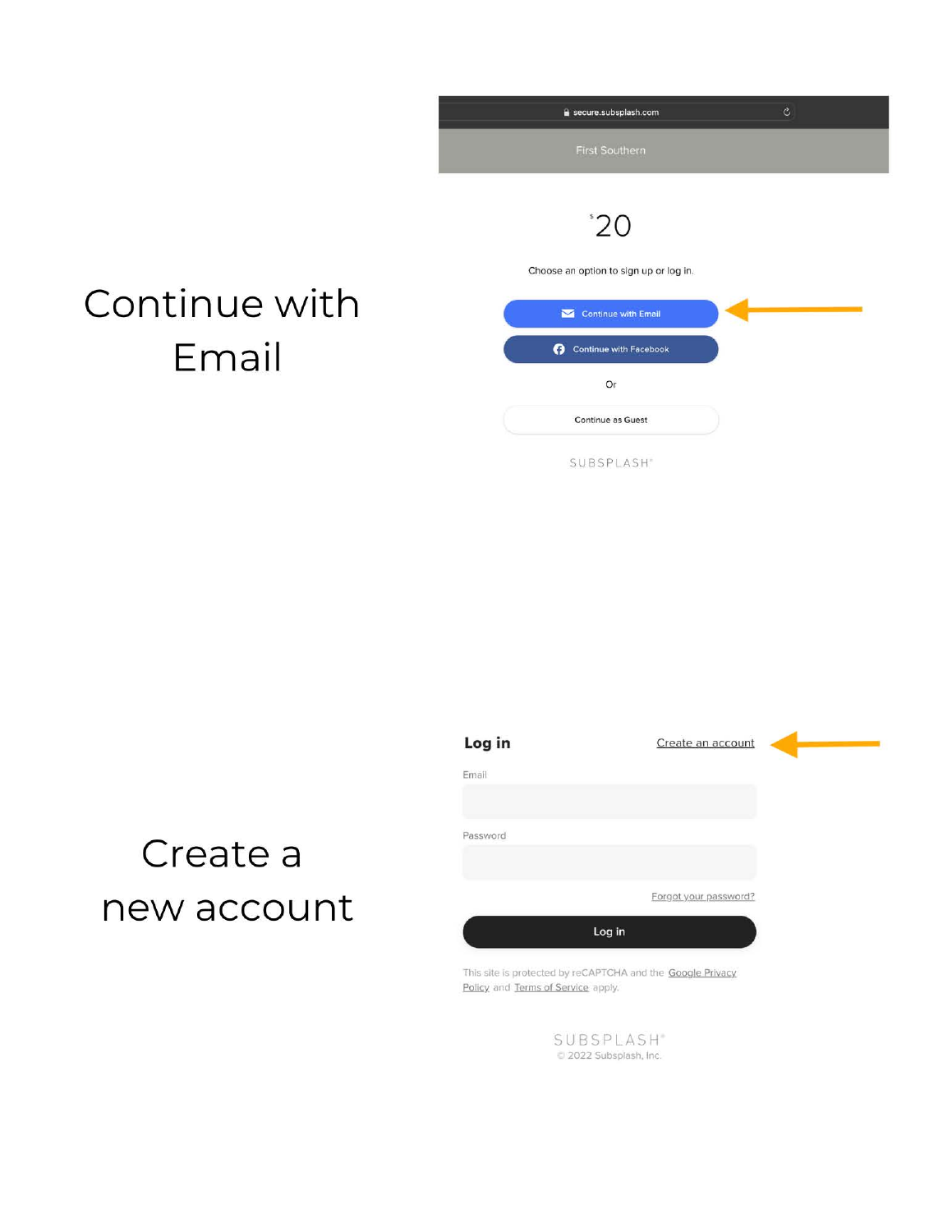Continue with Email

secure.subsplash.com

First Southern

$20

Choose an option to sign up or log in.

Continue with Email

Continue with Facebook

Or

Continue as Guest

SUBSPLASH

Create a new account

**Log in** Create an account

Email

Password

Forgot your password?

Log in

This site is protected by reCAPTCHA and the Google Privacy Policy and Terms of Service apply.

SUBSPLASH
© 2022 Subsplash, Inc.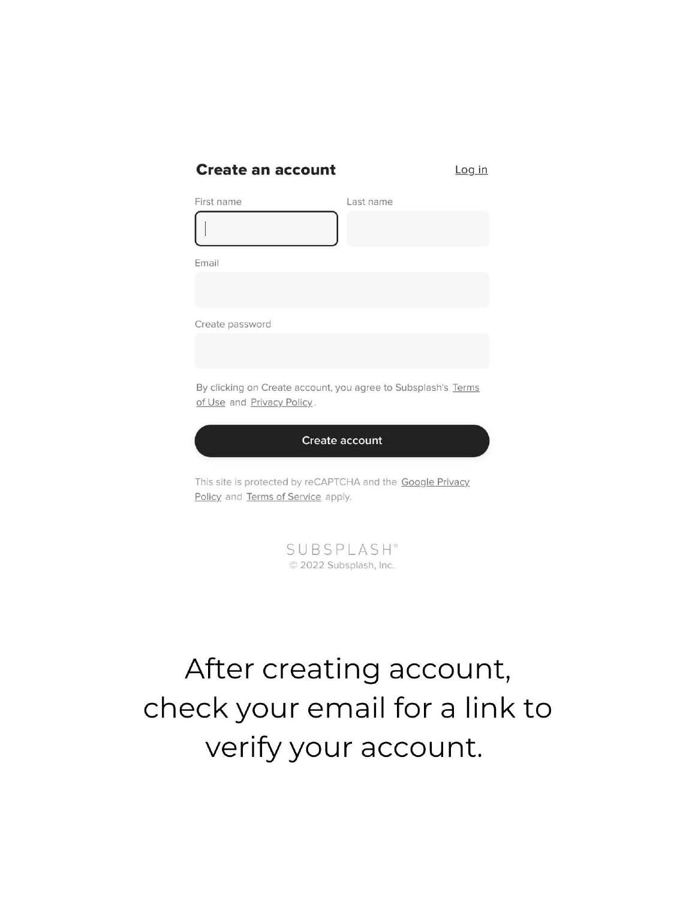## Create an account

Log in

First name

Last name

Email

Create password

By clicking on Create account, you agree to Subsplash's Terms of Use and Privacy Policy.

**Create account**

This site is protected by reCAPTCHA and the Google Privacy Policy and Terms of Service apply.

SUBSPLASH®
© 2022 Subsplash, Inc.

After creating account, check your email for a link to verify your account.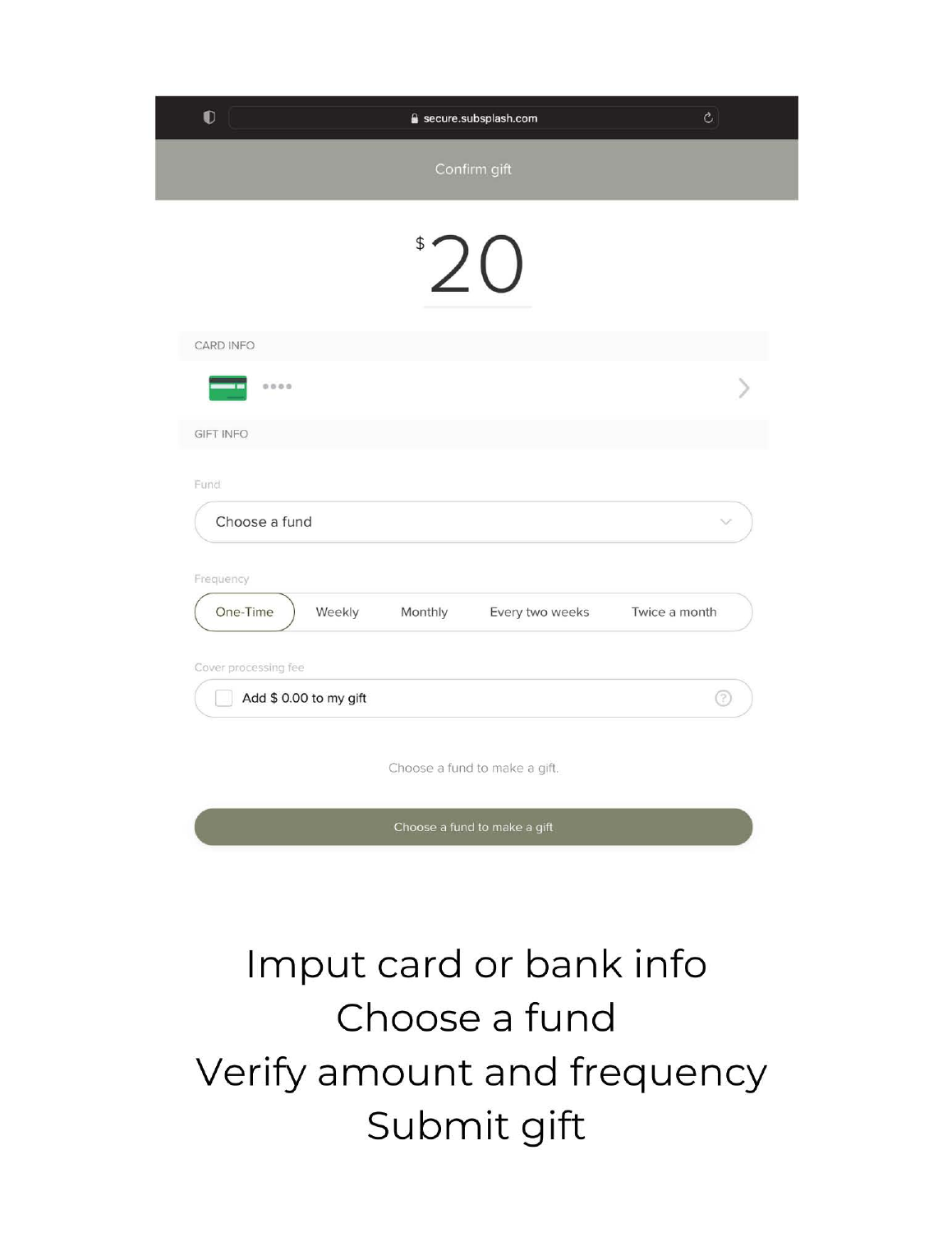secure.subsplash.com

Confirm gift

$20

CARD INFO

••••

GIFT INFO

Fund

Choose a fund

Frequency

One-Time | Weekly | Monthly | Every two weeks | Twice a month

Cover processing fee

Add $ 0.00 to my gift

Choose a fund to make a gift.

Choose a fund to make a gift

Imput card or bank info

Choose a fund

Verify amount and frequency

Submit gift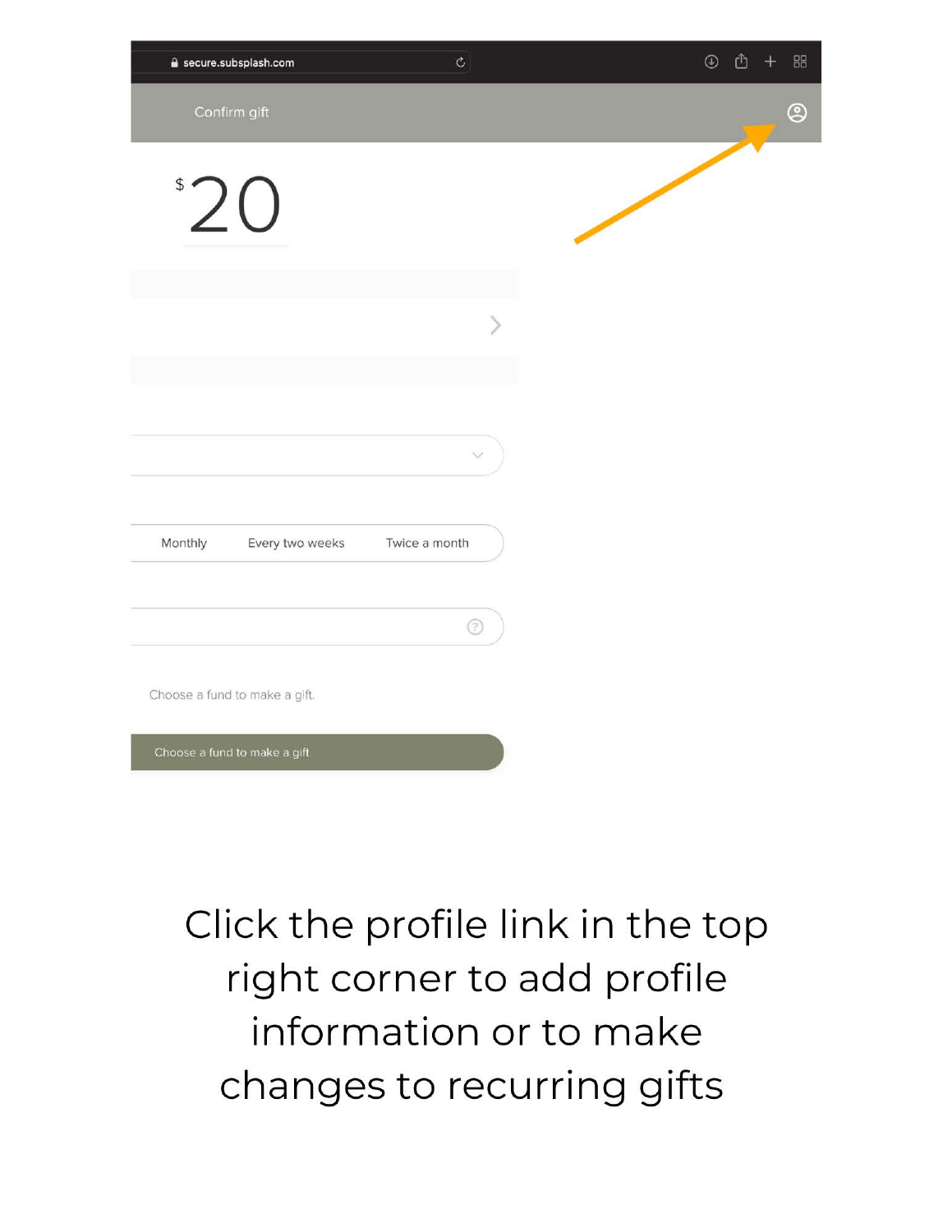secure.subsplash.com

Confirm gift

$20

Monthly | Every two weeks | Twice a month

Choose a fund to make a gift.

Choose a fund to make a gift

Click the profile link in the top right corner to add profile information or to make changes to recurring gifts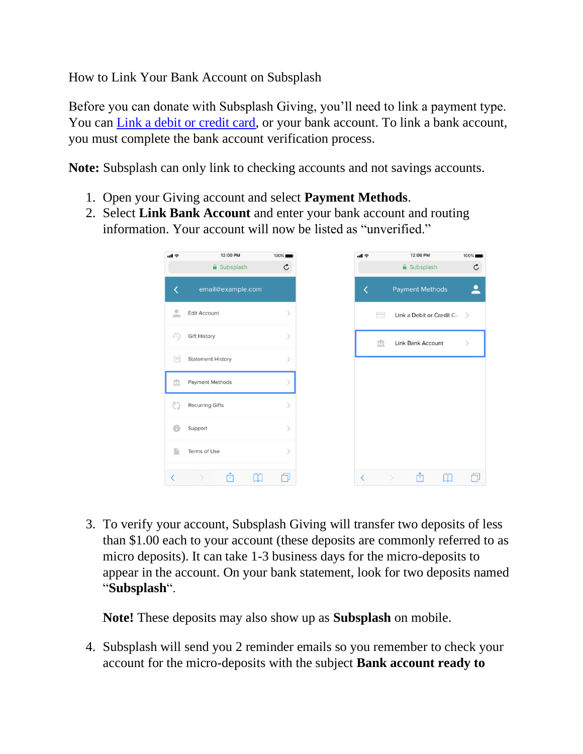How to Link Your Bank Account on Subsplash

Before you can donate with Subsplash Giving, you'll need to link a payment type. You can Link a debit or credit card, or your bank account. To link a bank account, you must complete the bank account verification process.

**Note:** Subsplash can only link to checking accounts and not savings accounts.

1. Open your Giving account and select **Payment Methods**.
2. Select **Link Bank Account** and enter your bank account and routing information. Your account will now be listed as "unverified."

3. To verify your account, Subsplash Giving will transfer two deposits of less than $1.00 each to your account (these deposits are commonly referred to as micro deposits). It can take 1-3 business days for the micro-deposits to appear in the account. On your bank statement, look for two deposits named "**Subsplash**".

   **Note!** These deposits may also show up as **Subsplash** on mobile.

4. Subsplash will send you 2 reminder emails so you remember to check your account for the micro-deposits with the subject **Bank account ready to**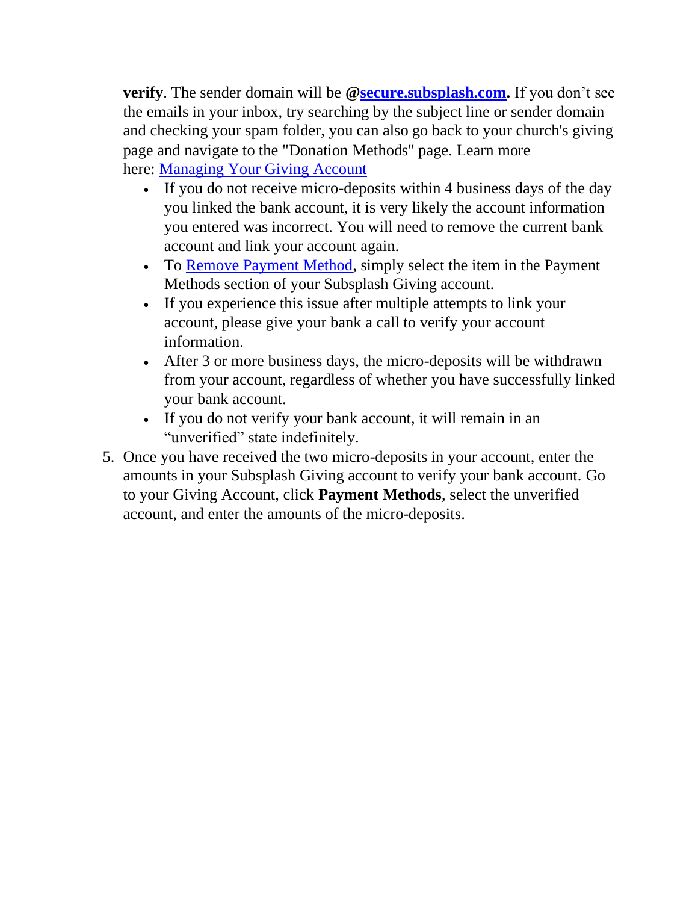**verify**. The sender domain will be **@secure.subsplash.com.** If you don't see the emails in your inbox, try searching by the subject line or sender domain and checking your spam folder, you can also go back to your church's giving page and navigate to the "Donation Methods" page. Learn more here: Managing Your Giving Account

- If you do not receive micro-deposits within 4 business days of the day you linked the bank account, it is very likely the account information you entered was incorrect. You will need to remove the current bank account and link your account again.
- To Remove Payment Method, simply select the item in the Payment Methods section of your Subsplash Giving account.
- If you experience this issue after multiple attempts to link your account, please give your bank a call to verify your account information.
- After 3 or more business days, the micro-deposits will be withdrawn from your account, regardless of whether you have successfully linked your bank account.
- If you do not verify your bank account, it will remain in an "unverified" state indefinitely.

5. Once you have received the two micro-deposits in your account, enter the amounts in your Subsplash Giving account to verify your bank account. Go to your Giving Account, click **Payment Methods**, select the unverified account, and enter the amounts of the micro-deposits.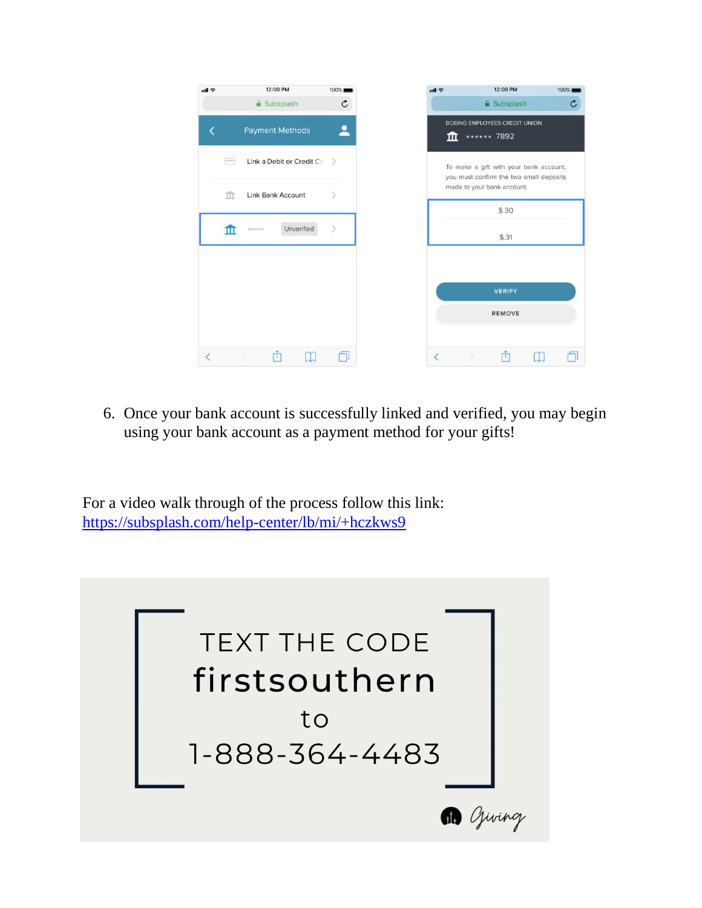6. Once your bank account is successfully linked and verified, you may begin using your bank account as a payment method for your gifts!

For a video walk through of the process follow this link:
[https://subsplash.com/help-center/lb/mi/+hczkws9](https://subsplash.com/help-center/lb/mi/+hczkws9)

TEXT THE CODE

**firstsouthern**

to

1-888-364-4483

Giving